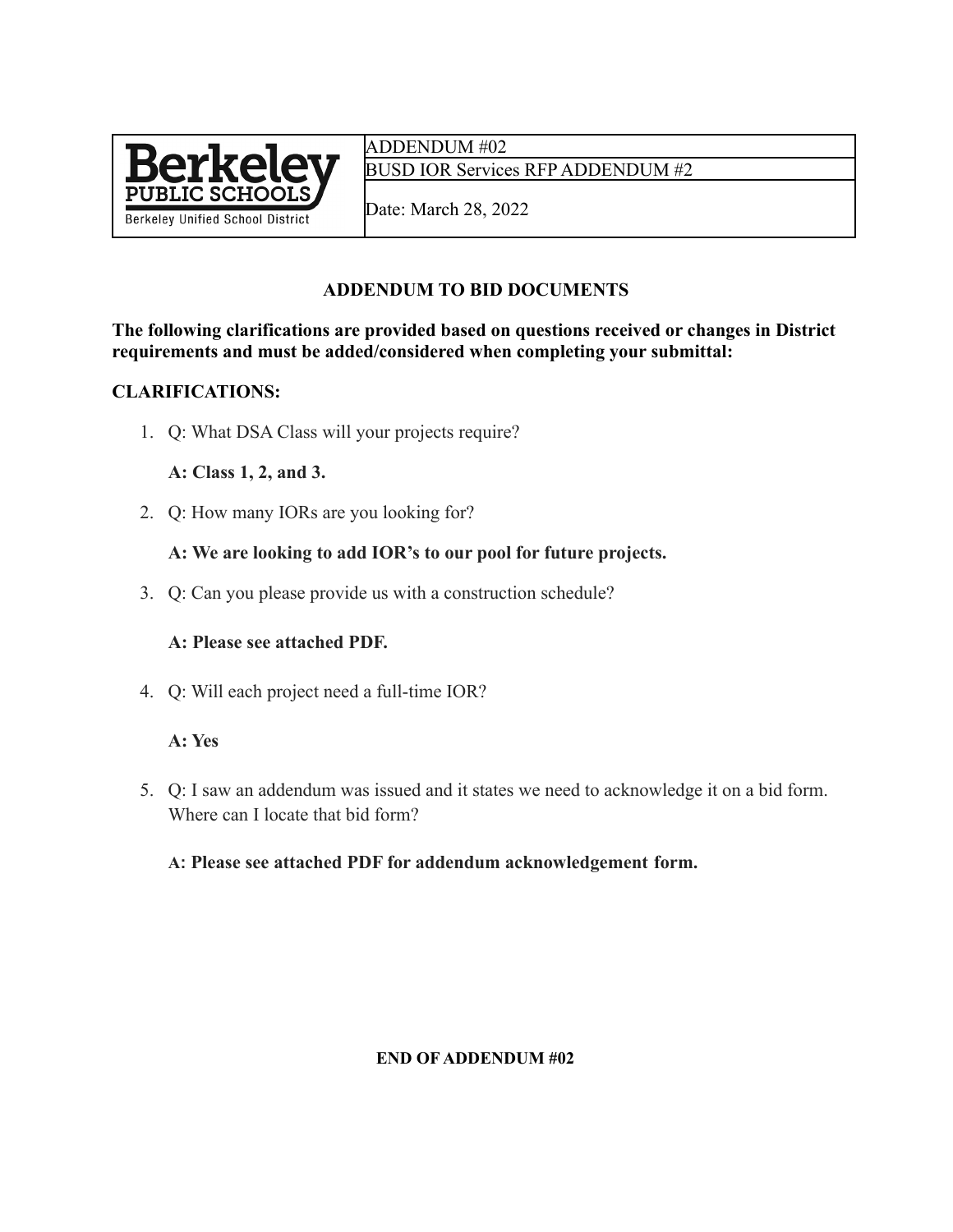| Berkeley PUBLIC SCHOOLS Berkeley Unified School District | ADDENDUM #02 |
| --- | --- |
| | BUSD IOR Services RFP ADDENDUM #2 |
| | Date: March 28, 2022 |

## ADDENDUM TO BID DOCUMENTS

**The following clarifications are provided based on questions received or changes in District requirements and must be added/considered when completing your submittal:**

### CLARIFICATIONS:

1. Q: What DSA Class will your projects require?

   **A: Class 1, 2, and 3.**

2. Q: How many IORs are you looking for?

   **A: We are looking to add IOR's to our pool for future projects.**

3. Q: Can you please provide us with a construction schedule?

   **A: Please see attached PDF.**

4. Q: Will each project need a full-time IOR?

   **A: Yes**

5. Q: I saw an addendum was issued and it states we need to acknowledge it on a bid form. Where can I locate that bid form?

   **A: Please see attached PDF for addendum acknowledgement form.**

**END OF ADDENDUM #02**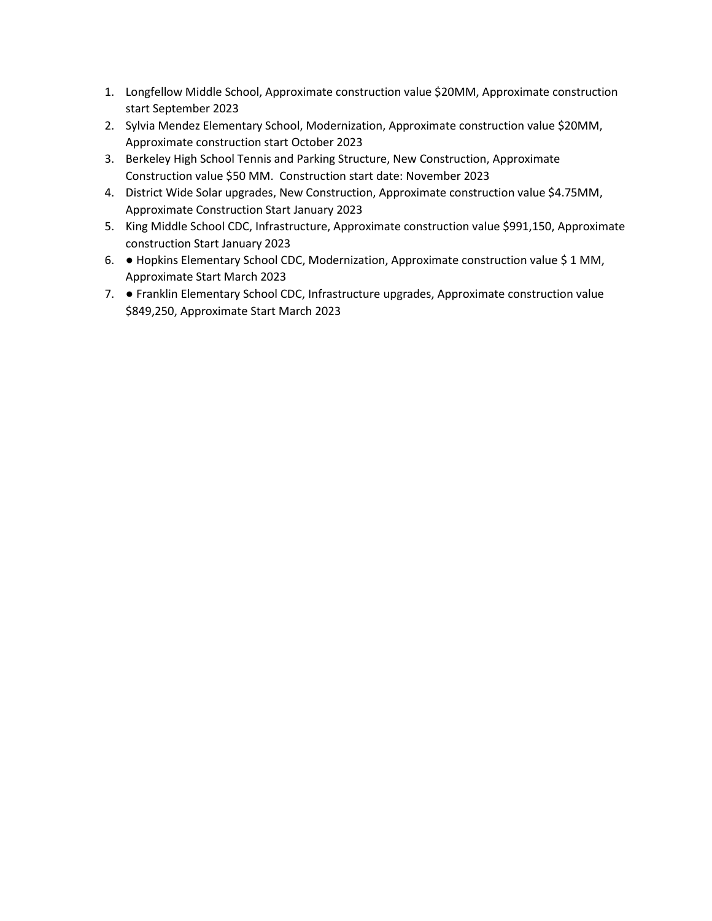1. Longfellow Middle School, Approximate construction value $20MM, Approximate construction start September 2023
2. Sylvia Mendez Elementary School, Modernization, Approximate construction value $20MM, Approximate construction start October 2023
3. Berkeley High School Tennis and Parking Structure, New Construction, Approximate Construction value $50 MM. Construction start date: November 2023
4. District Wide Solar upgrades, New Construction, Approximate construction value $4.75MM, Approximate Construction Start January 2023
5. King Middle School CDC, Infrastructure, Approximate construction value $991,150, Approximate construction Start January 2023
6. ● Hopkins Elementary School CDC, Modernization, Approximate construction value $ 1 MM, Approximate Start March 2023
7. ● Franklin Elementary School CDC, Infrastructure upgrades, Approximate construction value $849,250, Approximate Start March 2023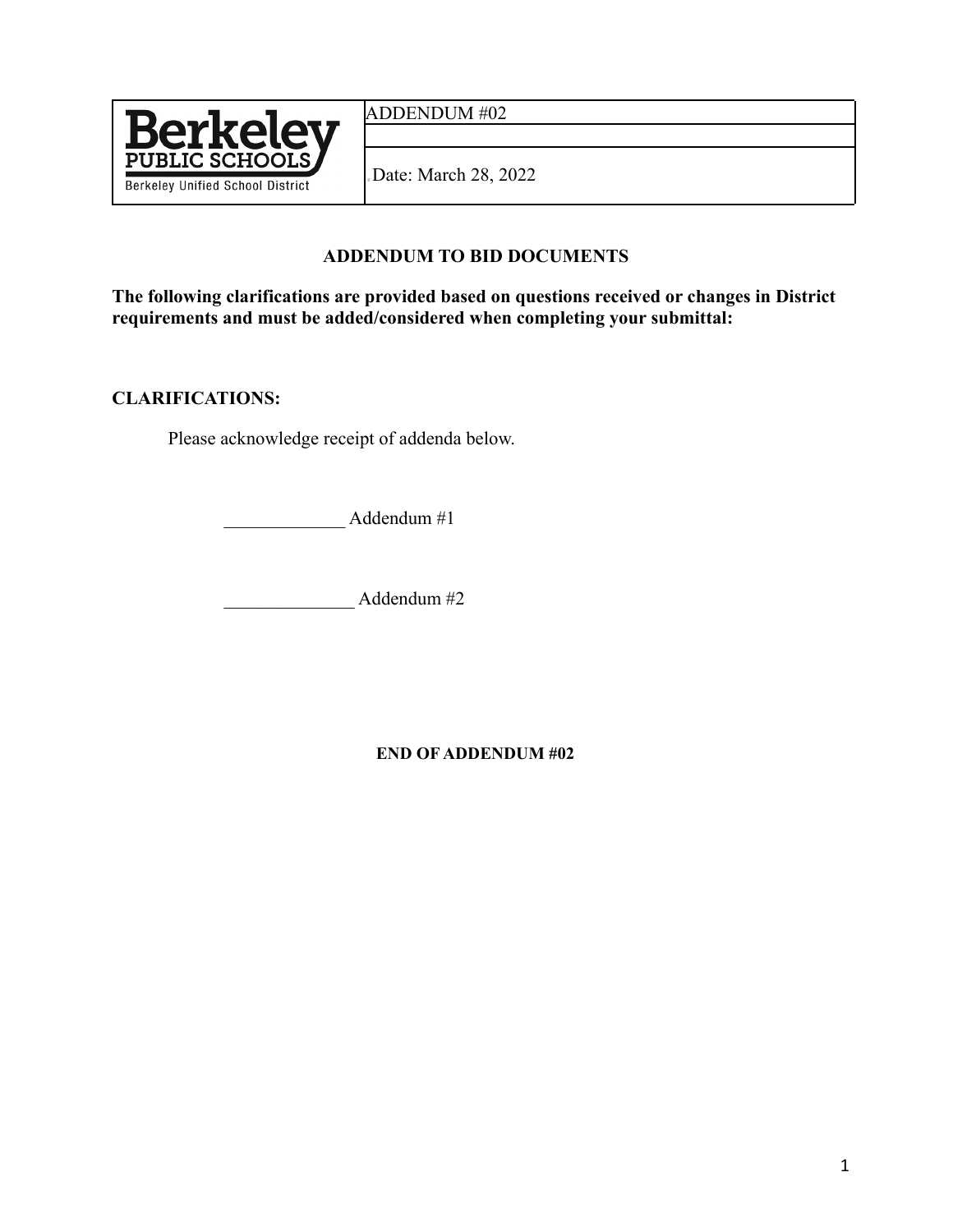| Berkeley PUBLIC SCHOOLS Berkeley Unified School District | ADDENDUM #02 |
| --- | --- |
| | |
| | Date: March 28, 2022 |

## ADDENDUM TO BID DOCUMENTS

**The following clarifications are provided based on questions received or changes in District requirements and must be added/considered when completing your submittal:**

**CLARIFICATIONS:**

Please acknowledge receipt of addenda below.

_____________ Addendum #1

______________ Addendum #2

**END OF ADDENDUM #02**